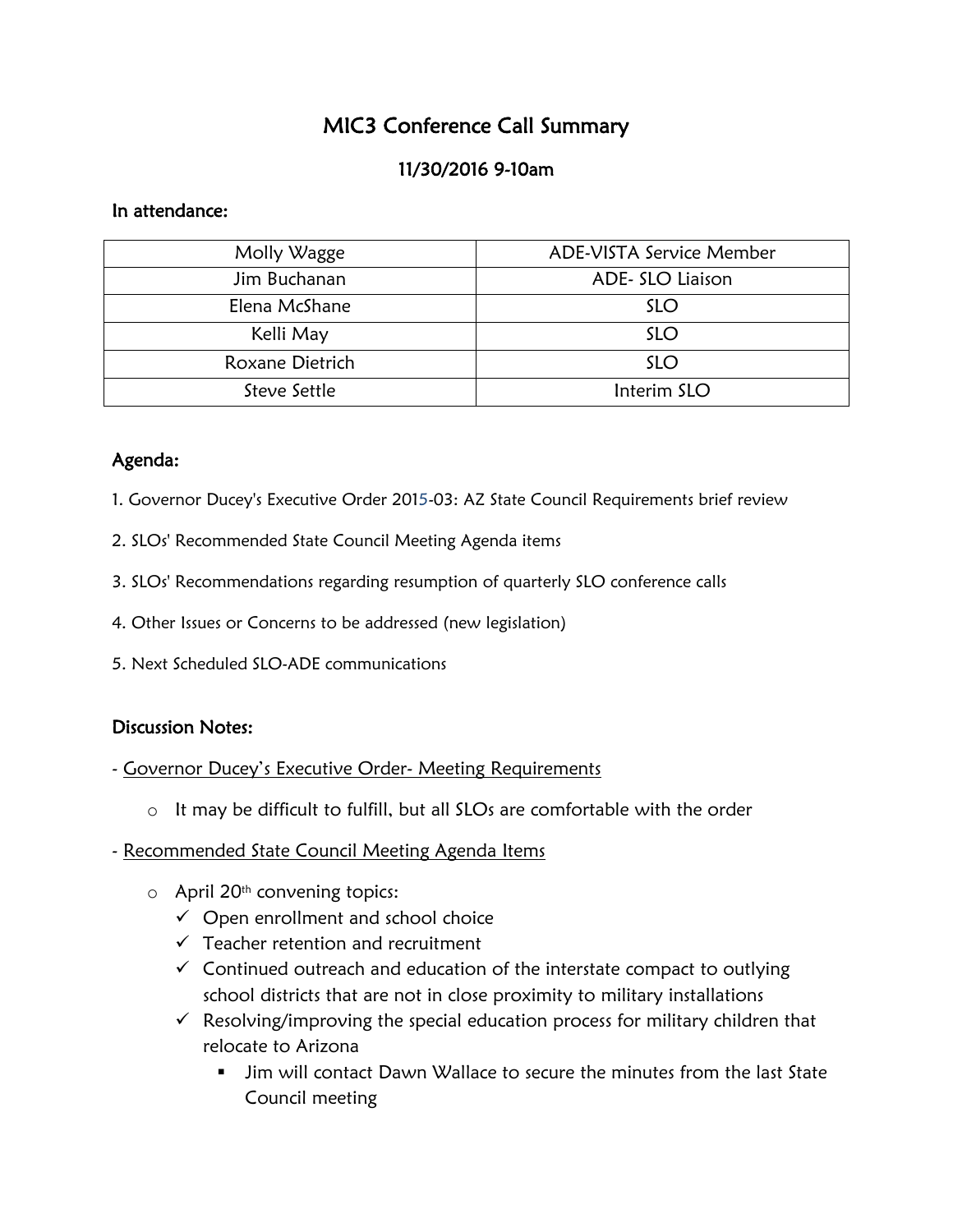# MIC3 Conference Call Summary

## 11/30/2016 9-10am

### In attendance:

| | |
|---|---|
| Molly Wagge | ADE-VISTA Service Member |
| Jim Buchanan | ADE- SLO Liaison |
| Elena McShane | SLO |
| Kelli May | SLO |
| Roxane Dietrich | SLO |
| Steve Settle | Interim SLO |

### Agenda:

1. Governor Ducey's Executive Order 2015-03: AZ State Council Requirements brief review
2. SLOs' Recommended State Council Meeting Agenda items
3. SLOs' Recommendations regarding resumption of quarterly SLO conference calls
4. Other Issues or Concerns to be addressed (new legislation)
5. Next Scheduled SLO-ADE communications

### Discussion Notes:

- Governor Ducey's Executive Order- Meeting Requirements
  - It may be difficult to fulfill, but all SLOs are comfortable with the order
- Recommended State Council Meeting Agenda Items
  - April 20th convening topics:
    - ✓ Open enrollment and school choice
    - ✓ Teacher retention and recruitment
    - ✓ Continued outreach and education of the interstate compact to outlying school districts that are not in close proximity to military installations
    - ✓ Resolving/improving the special education process for military children that relocate to Arizona
      - Jim will contact Dawn Wallace to secure the minutes from the last State Council meeting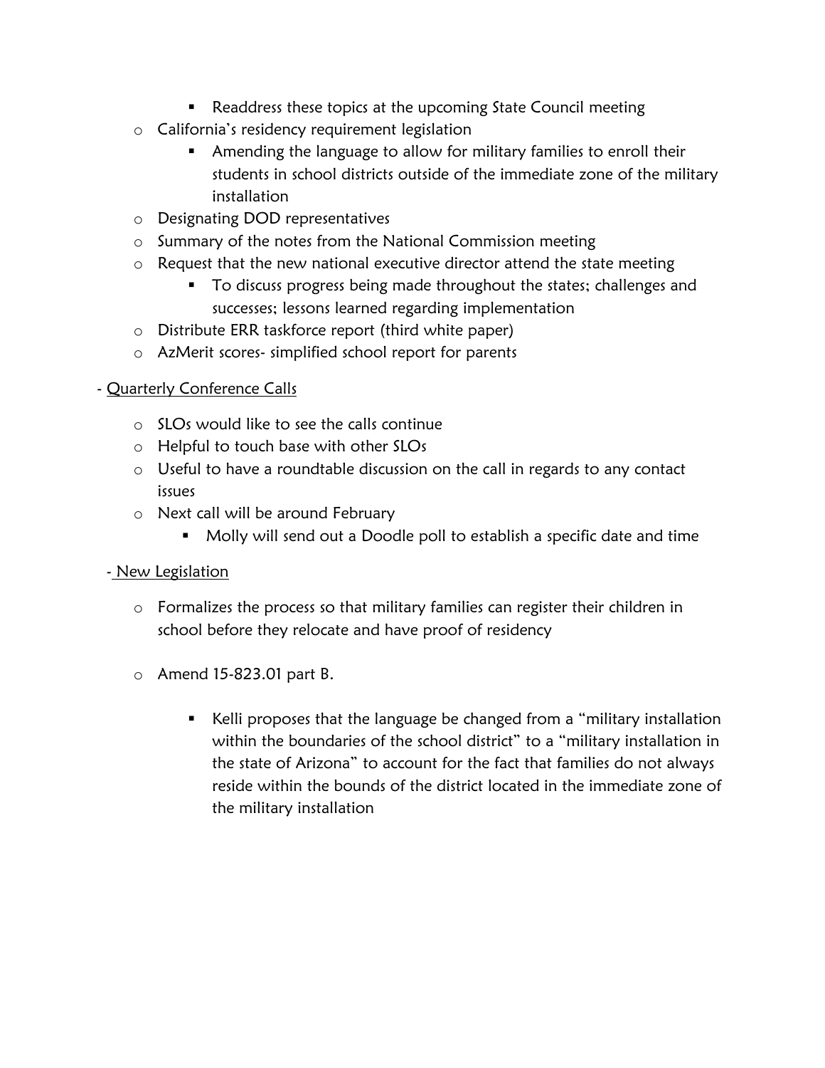- Readdress these topics at the upcoming State Council meeting
    - California's residency requirement legislation
        - Amending the language to allow for military families to enroll their students in school districts outside of the immediate zone of the military installation
    - Designating DOD representatives
    - Summary of the notes from the National Commission meeting
    - Request that the new national executive director attend the state meeting
        - To discuss progress being made throughout the states; challenges and successes; lessons learned regarding implementation
    - Distribute ERR taskforce report (third white paper)
    - AzMerit scores- simplified school report for parents

- <u>Quarterly Conference Calls</u>
    - SLOs would like to see the calls continue
    - Helpful to touch base with other SLOs
    - Useful to have a roundtable discussion on the call in regards to any contact issues
    - Next call will be around February
        - Molly will send out a Doodle poll to establish a specific date and time

- <u>New Legislation</u>
    - Formalizes the process so that military families can register their children in school before they relocate and have proof of residency
    - Amend 15-823.01 part B.
        - Kelli proposes that the language be changed from a "military installation within the boundaries of the school district" to a "military installation in the state of Arizona" to account for the fact that families do not always reside within the bounds of the district located in the immediate zone of the military installation